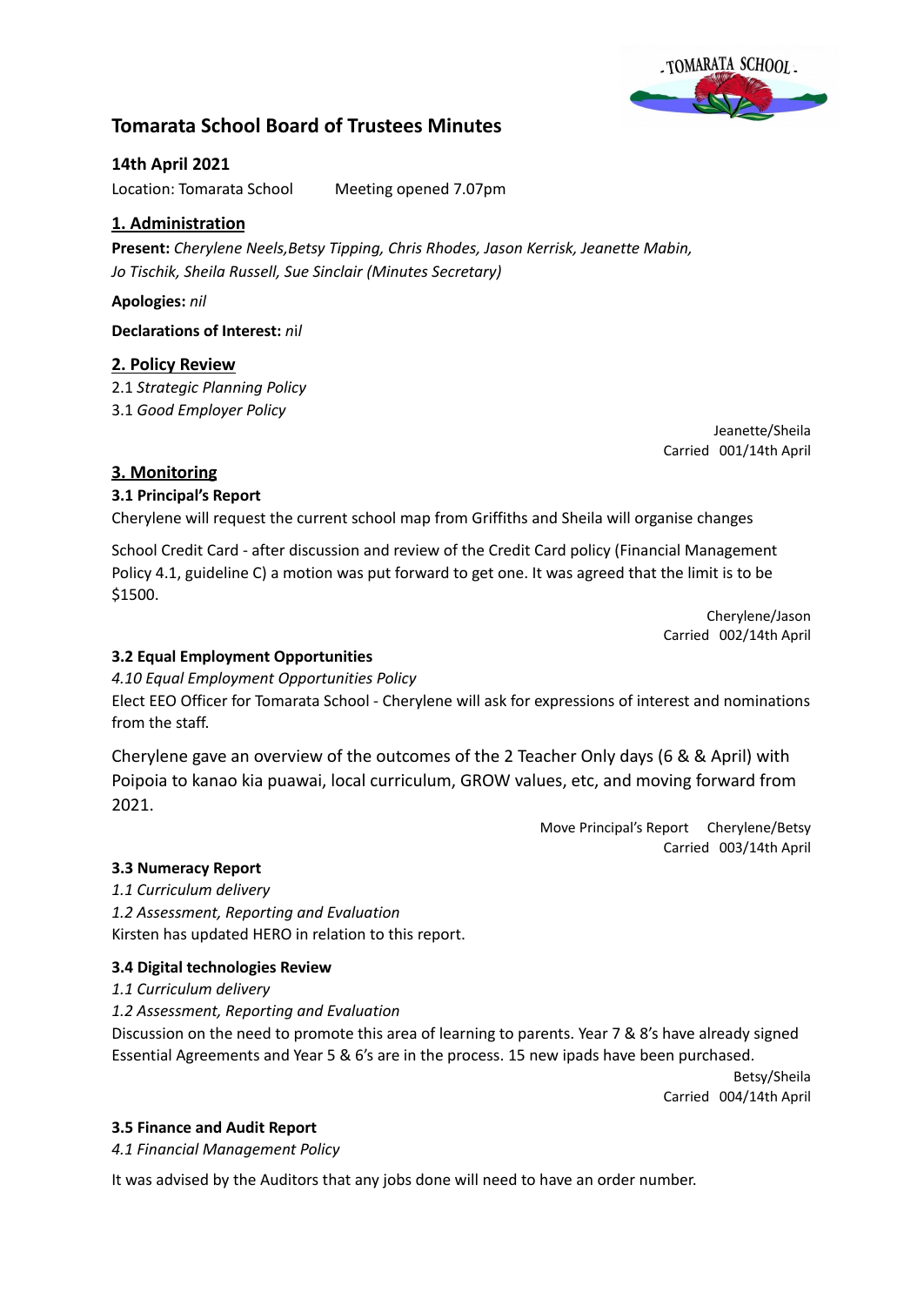# Tomarata School Board of Trustees Minutes

**14th April 2021**

Location: Tomarata School Meeting opened 7.07pm

## 1. Administration

**Present:** *Cherylene Neels,Betsy Tipping, Chris Rhodes, Jason Kerrisk, Jeanette Mabin, Jo Tischik, Sheila Russell, Sue Sinclair (Minutes Secretary)*

**Apologies:** *nil*

**Declarations of Interest:** *nil*

## 2. Policy Review

2.1 *Strategic Planning Policy*
3.1 *Good Employer Policy*

Jeanette/Sheila
Carried 001/14th April

## 3. Monitoring

### 3.1 Principal's Report

Cherylene will request the current school map from Griffiths and Sheila will organise changes

School Credit Card - after discussion and review of the Credit Card policy (Financial Management Policy 4.1, guideline C) a motion was put forward to get one. It was agreed that the limit is to be $1500.

Cherylene/Jason
Carried 002/14th April

### 3.2 Equal Employment Opportunities

*4.10 Equal Employment Opportunities Policy*
Elect EEO Officer for Tomarata School - Cherylene will ask for expressions of interest and nominations from the staff.

Cherylene gave an overview of the outcomes of the 2 Teacher Only days (6 & & April) with Poipoia to kanao kia puawai, local curriculum, GROW values, etc, and moving forward from 2021.

Move Principal's Report Cherylene/Betsy
Carried 003/14th April

### 3.3 Numeracy Report

*1.1 Curriculum delivery*
*1.2 Assessment, Reporting and Evaluation*
Kirsten has updated HERO in relation to this report.

### 3.4 Digital technologies Review

*1.1 Curriculum delivery*
*1.2 Assessment, Reporting and Evaluation*
Discussion on the need to promote this area of learning to parents. Year 7 & 8's have already signed Essential Agreements and Year 5 & 6's are in the process. 15 new ipads have been purchased.

Betsy/Sheila
Carried 004/14th April

### 3.5 Finance and Audit Report

*4.1 Financial Management Policy*

It was advised by the Auditors that any jobs done will need to have an order number.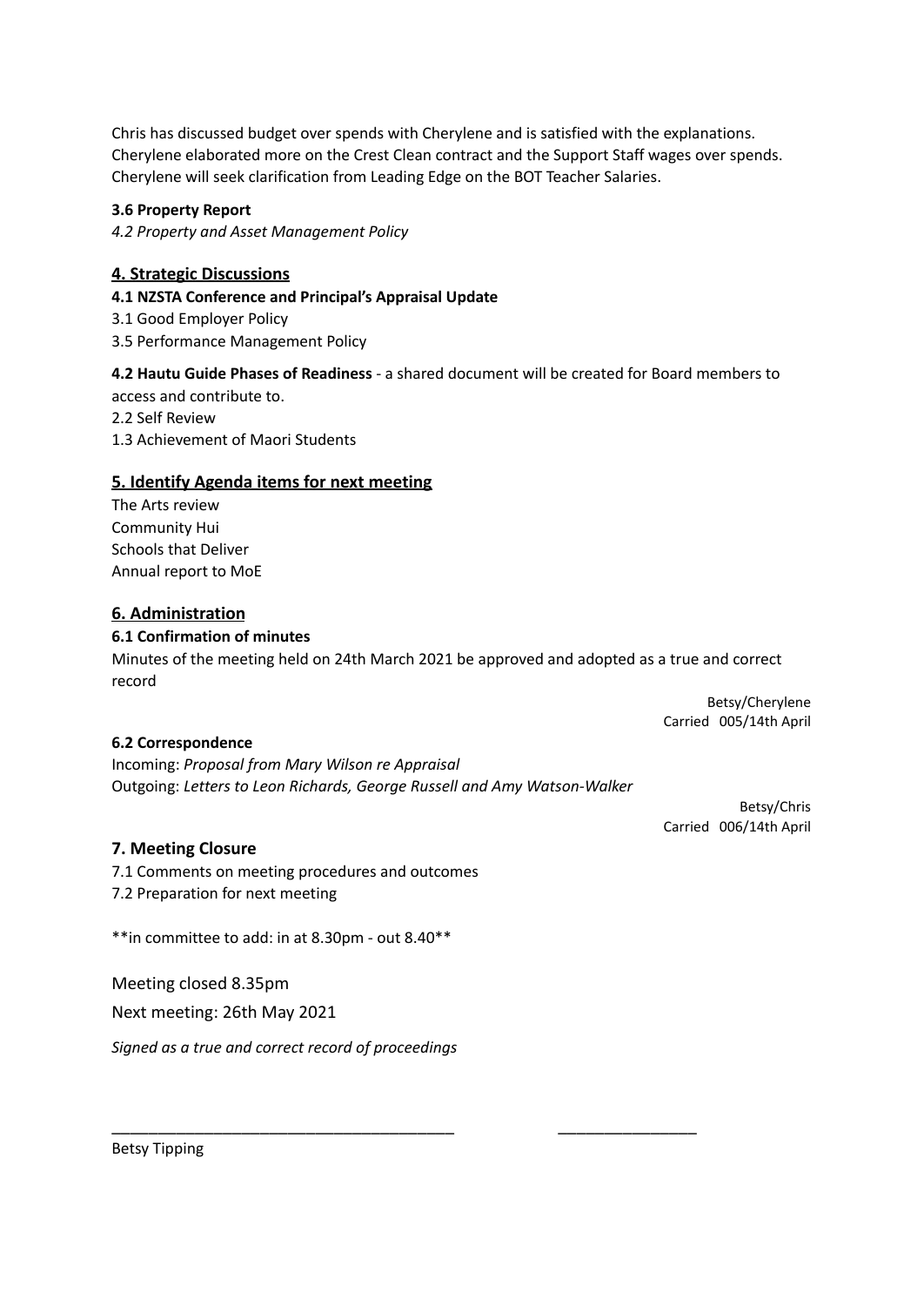Chris has discussed budget over spends with Cherylene and is satisfied with the explanations. Cherylene elaborated more on the Crest Clean contract and the Support Staff wages over spends. Cherylene will seek clarification from Leading Edge on the BOT Teacher Salaries.

**3.6 Property Report**

*4.2 Property and Asset Management Policy*

## 4. Strategic Discussions

**4.1 NZSTA Conference and Principal's Appraisal Update**

3.1 Good Employer Policy
3.5 Performance Management Policy

**4.2 Hautu Guide Phases of Readiness** - a shared document will be created for Board members to access and contribute to.

2.2 Self Review
1.3 Achievement of Maori Students

## 5. Identify Agenda items for next meeting

The Arts review
Community Hui
Schools that Deliver
Annual report to MoE

## 6. Administration

**6.1 Confirmation of minutes**

Minutes of the meeting held on 24th March 2021 be approved and adopted as a true and correct record

Betsy/Cherylene
Carried 005/14th April

**6.2 Correspondence**

Incoming: *Proposal from Mary Wilson re Appraisal*
Outgoing: *Letters to Leon Richards, George Russell and Amy Watson-Walker*

Betsy/Chris
Carried 006/14th April

## 7. Meeting Closure

7.1 Comments on meeting procedures and outcomes
7.2 Preparation for next meeting

**in committee to add: in at 8.30pm - out 8.40**

Meeting closed 8.35pm

Next meeting: 26th May 2021

*Signed as a true and correct record of proceedings*

_______________________________________ ________________

Betsy Tipping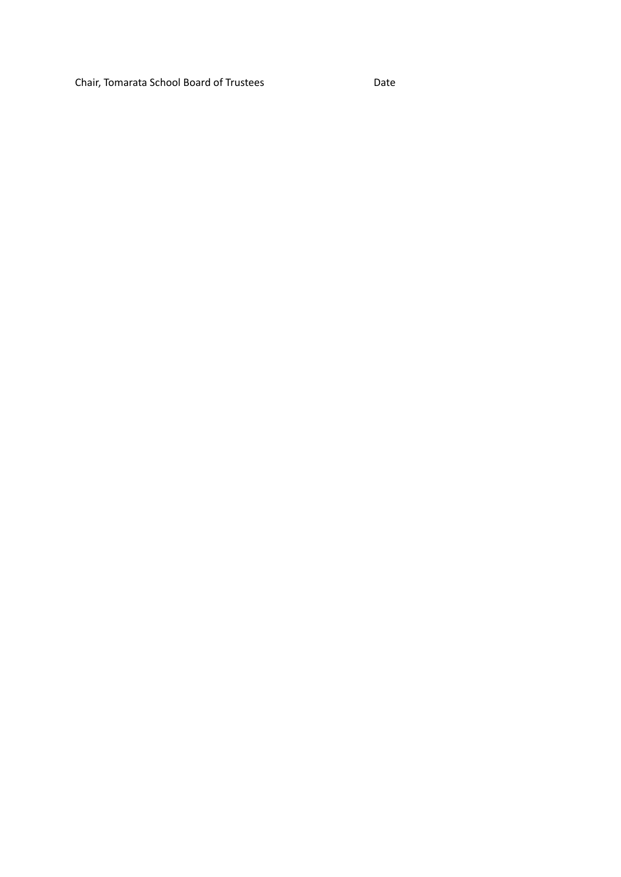Chair, Tomarata School Board of Trustees Date